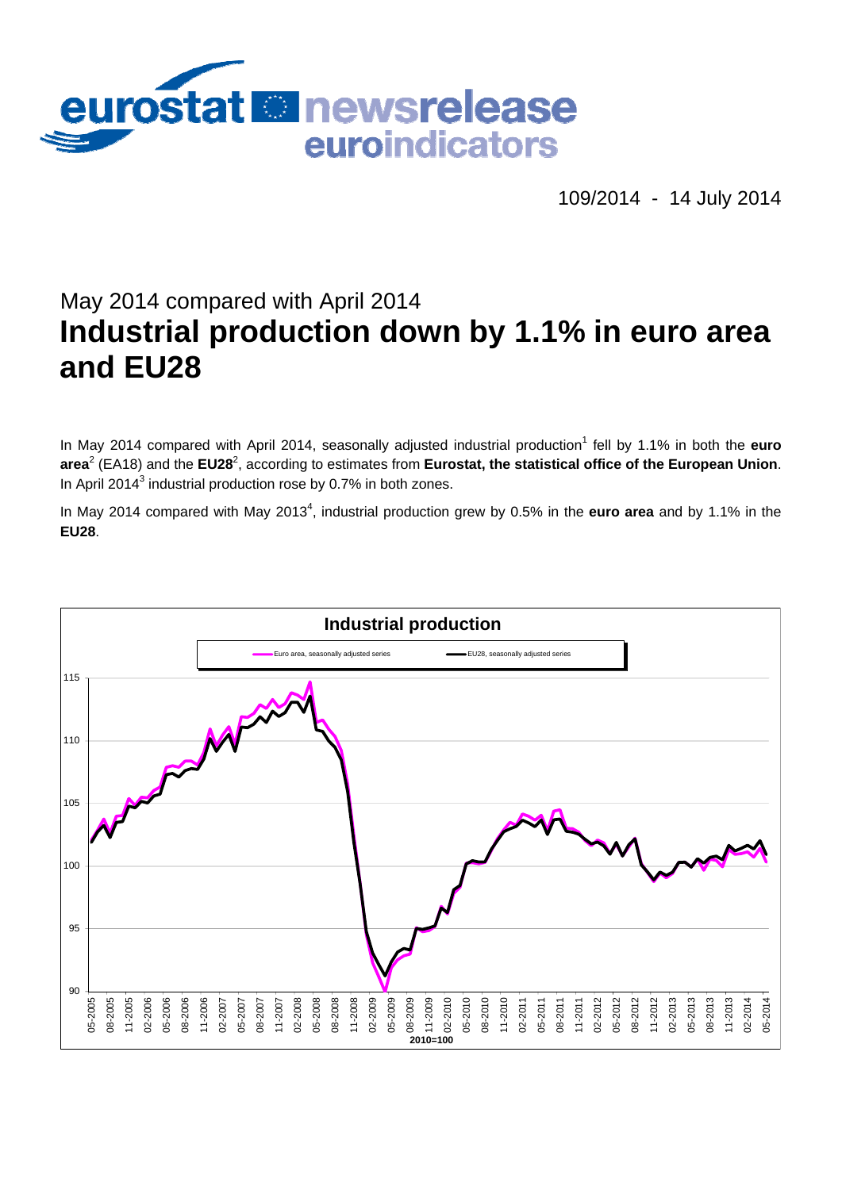# eurostat newsrelease euroindicators

109/2014 - 14 July 2014

## May 2014 compared with April 2014

# Industrial production down by 1.1% in euro area and EU28

In May 2014 compared with April 2014, seasonally adjusted industrial production[1] fell by 1.1% in both the **euro area**[2] (EA18) and the **EU28**[2], according to estimates from **Eurostat, the statistical office of the European Union**. In April 2014[3] industrial production rose by 0.7% in both zones.

In May 2014 compared with May 2013[4], industrial production grew by 0.5% in the **euro area** and by 1.1% in the **EU28**.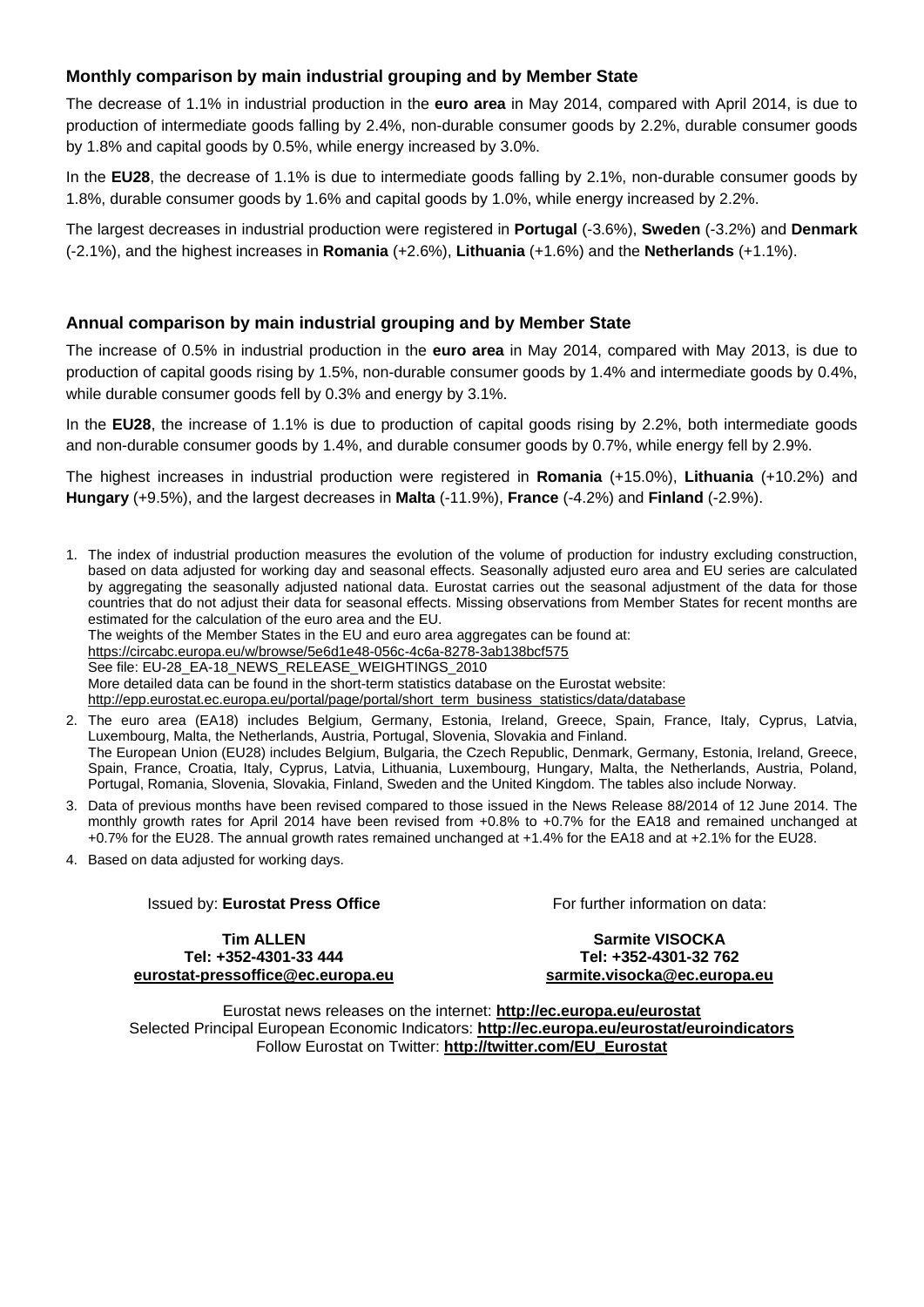## Monthly comparison by main industrial grouping and by Member State

The decrease of 1.1% in industrial production in the **euro area** in May 2014, compared with April 2014, is due to production of intermediate goods falling by 2.4%, non-durable consumer goods by 2.2%, durable consumer goods by 1.8% and capital goods by 0.5%, while energy increased by 3.0%.

In the **EU28**, the decrease of 1.1% is due to intermediate goods falling by 2.1%, non-durable consumer goods by 1.8%, durable consumer goods by 1.6% and capital goods by 1.0%, while energy increased by 2.2%.

The largest decreases in industrial production were registered in **Portugal** (-3.6%), **Sweden** (-3.2%) and **Denmark** (-2.1%), and the highest increases in **Romania** (+2.6%), **Lithuania** (+1.6%) and the **Netherlands** (+1.1%).

## Annual comparison by main industrial grouping and by Member State

The increase of 0.5% in industrial production in the **euro area** in May 2014, compared with May 2013, is due to production of capital goods rising by 1.5%, non-durable consumer goods by 1.4% and intermediate goods by 0.4%, while durable consumer goods fell by 0.3% and energy by 3.1%.

In the **EU28**, the increase of 1.1% is due to production of capital goods rising by 2.2%, both intermediate goods and non-durable consumer goods by 1.4%, and durable consumer goods by 0.7%, while energy fell by 2.9%.

The highest increases in industrial production were registered in **Romania** (+15.0%), **Lithuania** (+10.2%) and **Hungary** (+9.5%), and the largest decreases in **Malta** (-11.9%), **France** (-4.2%) and **Finland** (-2.9%).

1. The index of industrial production measures the evolution of the volume of production for industry excluding construction, based on data adjusted for working day and seasonal effects. Seasonally adjusted euro area and EU series are calculated by aggregating the seasonally adjusted national data. Eurostat carries out the seasonal adjustment of the data for those countries that do not adjust their data for seasonal effects. Missing observations from Member States for recent months are estimated for the calculation of the euro area and the EU.
   The weights of the Member States in the EU and euro area aggregates can be found at:
   https://circabc.europa.eu/w/browse/5e6d1e48-056c-4c6a-8278-3ab138bcf575
   See file: EU-28_EA-18_NEWS_RELEASE_WEIGHTINGS_2010
   More detailed data can be found in the short-term statistics database on the Eurostat website:
   http://epp.eurostat.ec.europa.eu/portal/page/portal/short_term_business_statistics/data/database
2. The euro area (EA18) includes Belgium, Germany, Estonia, Ireland, Greece, Spain, France, Italy, Cyprus, Latvia, Luxembourg, Malta, the Netherlands, Austria, Portugal, Slovenia, Slovakia and Finland.
   The European Union (EU28) includes Belgium, Bulgaria, the Czech Republic, Denmark, Germany, Estonia, Ireland, Greece, Spain, France, Croatia, Italy, Cyprus, Latvia, Lithuania, Luxembourg, Hungary, Malta, the Netherlands, Austria, Poland, Portugal, Romania, Slovenia, Slovakia, Finland, Sweden and the United Kingdom. The tables also include Norway.
3. Data of previous months have been revised compared to those issued in the News Release 88/2014 of 12 June 2014. The monthly growth rates for April 2014 have been revised from +0.8% to +0.7% for the EA18 and remained unchanged at +0.7% for the EU28. The annual growth rates remained unchanged at +1.4% for the EA18 and at +2.1% for the EU28.
4. Based on data adjusted for working days.

Issued by: **Eurostat Press Office**

**Tim ALLEN**
**Tel: +352-4301-33 444**
**eurostat-pressoffice@ec.europa.eu**

For further information on data:

**Sarmite VISOCKA**
**Tel: +352-4301-32 762**
**sarmite.visocka@ec.europa.eu**

Eurostat news releases on the internet: **http://ec.europa.eu/eurostat**
Selected Principal European Economic Indicators: **http://ec.europa.eu/eurostat/euroindicators**
Follow Eurostat on Twitter: **http://twitter.com/EU_Eurostat**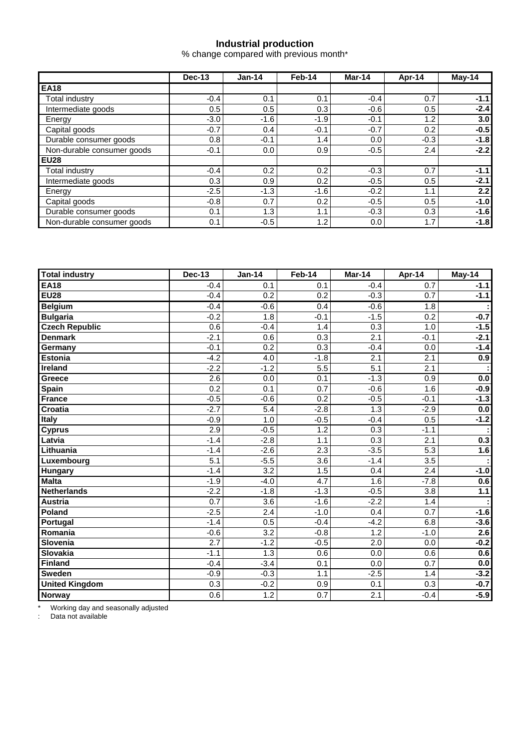# Industrial production

% change compared with previous month*

| | Dec-13 | Jan-14 | Feb-14 | Mar-14 | Apr-14 | May-14 |
|---|---|---|---|---|---|---|
| **EA18** | | | | | | |
| Total industry | -0.4 | 0.1 | 0.1 | -0.4 | 0.7 | **-1.1** |
| Intermediate goods | 0.5 | 0.5 | 0.3 | -0.6 | 0.5 | **-2.4** |
| Energy | -3.0 | -1.6 | -1.9 | -0.1 | 1.2 | **3.0** |
| Capital goods | -0.7 | 0.4 | -0.1 | -0.7 | 0.2 | **-0.5** |
| Durable consumer goods | 0.8 | -0.1 | 1.4 | 0.0 | -0.3 | **-1.8** |
| Non-durable consumer goods | -0.1 | 0.0 | 0.9 | -0.5 | 2.4 | **-2.2** |
| **EU28** | | | | | | |
| Total industry | -0.4 | 0.2 | 0.2 | -0.3 | 0.7 | **-1.1** |
| Intermediate goods | 0.3 | 0.9 | 0.2 | -0.5 | 0.5 | **-2.1** |
| Energy | -2.5 | -1.3 | -1.6 | -0.2 | 1.1 | **2.2** |
| Capital goods | -0.8 | 0.7 | 0.2 | -0.5 | 0.5 | **-1.0** |
| Durable consumer goods | 0.1 | 1.3 | 1.1 | -0.3 | 0.3 | **-1.6** |
| Non-durable consumer goods | 0.1 | -0.5 | 1.2 | 0.0 | 1.7 | **-1.8** |

| Total industry | Dec-13 | Jan-14 | Feb-14 | Mar-14 | Apr-14 | May-14 |
|---|---|---|---|---|---|---|
| **EA18** | -0.4 | 0.1 | 0.1 | -0.4 | 0.7 | **-1.1** |
| **EU28** | -0.4 | 0.2 | 0.2 | -0.3 | 0.7 | **-1.1** |
| **Belgium** | -0.4 | -0.6 | 0.4 | -0.6 | 1.8 | **:** |
| **Bulgaria** | -0.2 | 1.8 | -0.1 | -1.5 | 0.2 | **-0.7** |
| **Czech Republic** | 0.6 | -0.4 | 1.4 | 0.3 | 1.0 | **-1.5** |
| **Denmark** | -2.1 | 0.6 | 0.3 | 2.1 | -0.1 | **-2.1** |
| **Germany** | -0.1 | 0.2 | 0.3 | -0.4 | 0.0 | **-1.4** |
| **Estonia** | -4.2 | 4.0 | -1.8 | 2.1 | 2.1 | **0.9** |
| **Ireland** | -2.2 | -1.2 | 5.5 | 5.1 | 2.1 | **:** |
| **Greece** | 2.6 | 0.0 | 0.1 | -1.3 | 0.9 | **0.0** |
| **Spain** | 0.2 | 0.1 | 0.7 | -0.6 | 1.6 | **-0.9** |
| **France** | -0.5 | -0.6 | 0.2 | -0.5 | -0.1 | **-1.3** |
| **Croatia** | -2.7 | 5.4 | -2.8 | 1.3 | -2.9 | **0.0** |
| **Italy** | -0.9 | 1.0 | -0.5 | -0.4 | 0.5 | **-1.2** |
| **Cyprus** | 2.9 | -0.5 | 1.2 | 0.3 | -1.1 | **:** |
| **Latvia** | -1.4 | -2.8 | 1.1 | 0.3 | 2.1 | **0.3** |
| **Lithuania** | -1.4 | -2.6 | 2.3 | -3.5 | 5.3 | **1.6** |
| **Luxembourg** | 5.1 | -5.5 | 3.6 | -1.4 | 3.5 | **:** |
| **Hungary** | -1.4 | 3.2 | 1.5 | 0.4 | 2.4 | **-1.0** |
| **Malta** | -1.9 | -4.0 | 4.7 | 1.6 | -7.8 | **0.6** |
| **Netherlands** | -2.2 | -1.8 | -1.3 | -0.5 | 3.8 | **1.1** |
| **Austria** | 0.7 | 3.6 | -1.6 | -2.2 | 1.4 | **:** |
| **Poland** | -2.5 | 2.4 | -1.0 | 0.4 | 0.7 | **-1.6** |
| **Portugal** | -1.4 | 0.5 | -0.4 | -4.2 | 6.8 | **-3.6** |
| **Romania** | -0.6 | 3.2 | -0.8 | 1.2 | -1.0 | **2.6** |
| **Slovenia** | 2.7 | -1.2 | -0.5 | 2.0 | 0.0 | **-0.2** |
| **Slovakia** | -1.1 | 1.3 | 0.6 | 0.0 | 0.6 | **0.6** |
| **Finland** | -0.4 | -3.4 | 0.1 | 0.0 | 0.7 | **0.0** |
| **Sweden** | -0.9 | -0.3 | 1.1 | -2.5 | 1.4 | **-3.2** |
| **United Kingdom** | 0.3 | -0.2 | 0.9 | 0.1 | 0.3 | **-0.7** |
| **Norway** | 0.6 | 1.2 | 0.7 | 2.1 | -0.4 | **-5.9** |

\* Working day and seasonally adjusted

: Data not available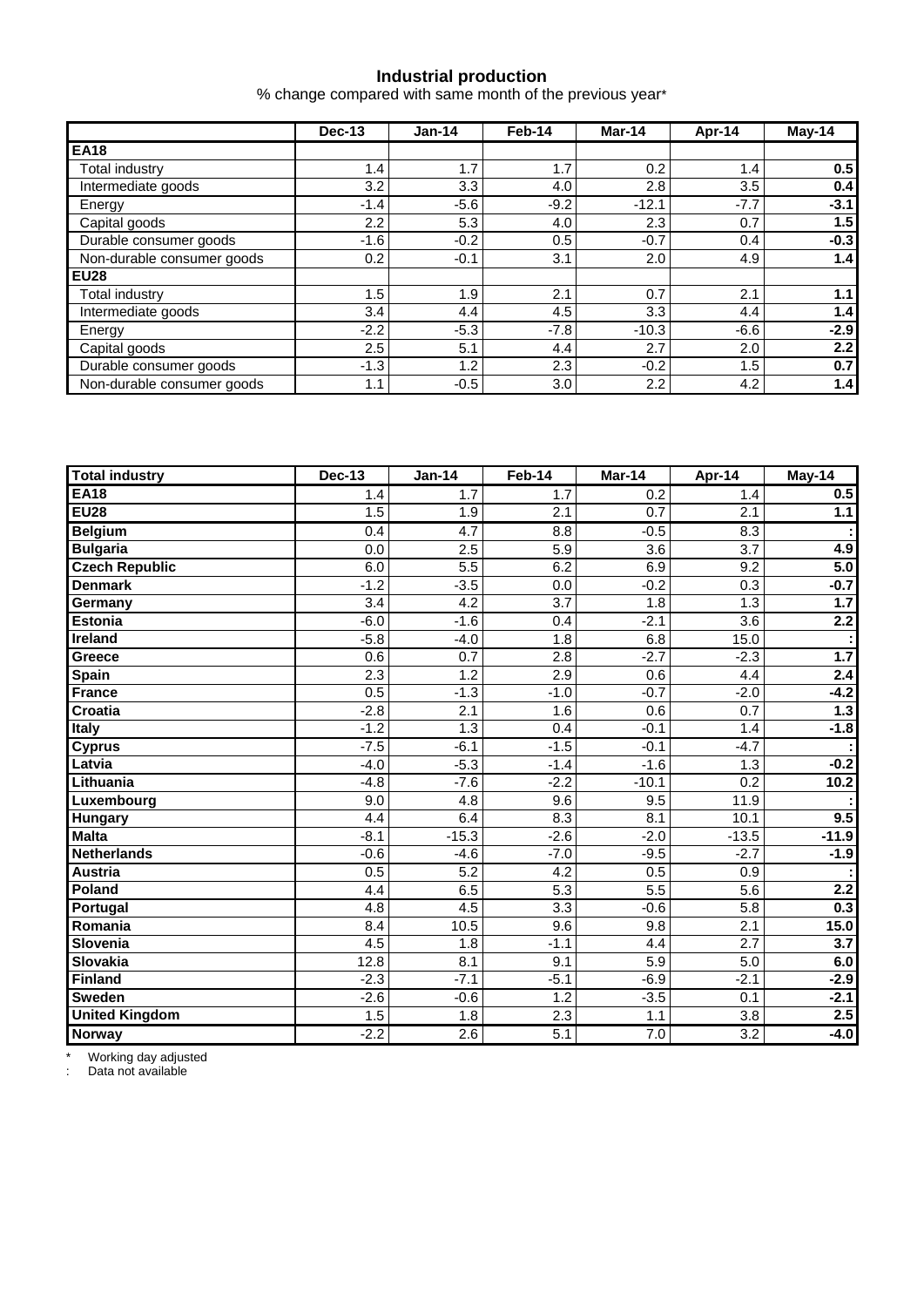## Industrial production

% change compared with same month of the previous year*

| | Dec-13 | Jan-14 | Feb-14 | Mar-14 | Apr-14 | May-14 |
|---|---|---|---|---|---|---|
| **EA18** | | | | | | |
| Total industry | 1.4 | 1.7 | 1.7 | 0.2 | 1.4 | **0.5** |
| Intermediate goods | 3.2 | 3.3 | 4.0 | 2.8 | 3.5 | **0.4** |
| Energy | -1.4 | -5.6 | -9.2 | -12.1 | -7.7 | **-3.1** |
| Capital goods | 2.2 | 5.3 | 4.0 | 2.3 | 0.7 | **1.5** |
| Durable consumer goods | -1.6 | -0.2 | 0.5 | -0.7 | 0.4 | **-0.3** |
| Non-durable consumer goods | 0.2 | -0.1 | 3.1 | 2.0 | 4.9 | **1.4** |
| **EU28** | | | | | | |
| Total industry | 1.5 | 1.9 | 2.1 | 0.7 | 2.1 | **1.1** |
| Intermediate goods | 3.4 | 4.4 | 4.5 | 3.3 | 4.4 | **1.4** |
| Energy | -2.2 | -5.3 | -7.8 | -10.3 | -6.6 | **-2.9** |
| Capital goods | 2.5 | 5.1 | 4.4 | 2.7 | 2.0 | **2.2** |
| Durable consumer goods | -1.3 | 1.2 | 2.3 | -0.2 | 1.5 | **0.7** |
| Non-durable consumer goods | 1.1 | -0.5 | 3.0 | 2.2 | 4.2 | **1.4** |

| **Total industry** | Dec-13 | Jan-14 | Feb-14 | Mar-14 | Apr-14 | May-14 |
|---|---|---|---|---|---|---|
| **EA18** | 1.4 | 1.7 | 1.7 | 0.2 | 1.4 | **0.5** |
| **EU28** | 1.5 | 1.9 | 2.1 | 0.7 | 2.1 | **1.1** |
| **Belgium** | 0.4 | 4.7 | 8.8 | -0.5 | 8.3 | **:** |
| **Bulgaria** | 0.0 | 2.5 | 5.9 | 3.6 | 3.7 | **4.9** |
| **Czech Republic** | 6.0 | 5.5 | 6.2 | 6.9 | 9.2 | **5.0** |
| **Denmark** | -1.2 | -3.5 | 0.0 | -0.2 | 0.3 | **-0.7** |
| **Germany** | 3.4 | 4.2 | 3.7 | 1.8 | 1.3 | **1.7** |
| **Estonia** | -6.0 | -1.6 | 0.4 | -2.1 | 3.6 | **2.2** |
| **Ireland** | -5.8 | -4.0 | 1.8 | 6.8 | 15.0 | **:** |
| **Greece** | 0.6 | 0.7 | 2.8 | -2.7 | -2.3 | **1.7** |
| **Spain** | 2.3 | 1.2 | 2.9 | 0.6 | 4.4 | **2.4** |
| **France** | 0.5 | -1.3 | -1.0 | -0.7 | -2.0 | **-4.2** |
| **Croatia** | -2.8 | 2.1 | 1.6 | 0.6 | 0.7 | **1.3** |
| **Italy** | -1.2 | 1.3 | 0.4 | -0.1 | 1.4 | **-1.8** |
| **Cyprus** | -7.5 | -6.1 | -1.5 | -0.1 | -4.7 | **:** |
| **Latvia** | -4.0 | -5.3 | -1.4 | -1.6 | 1.3 | **-0.2** |
| **Lithuania** | -4.8 | -7.6 | -2.2 | -10.1 | 0.2 | **10.2** |
| **Luxembourg** | 9.0 | 4.8 | 9.6 | 9.5 | 11.9 | **:** |
| **Hungary** | 4.4 | 6.4 | 8.3 | 8.1 | 10.1 | **9.5** |
| **Malta** | -8.1 | -15.3 | -2.6 | -2.0 | -13.5 | **-11.9** |
| **Netherlands** | -0.6 | -4.6 | -7.0 | -9.5 | -2.7 | **-1.9** |
| **Austria** | 0.5 | 5.2 | 4.2 | 0.5 | 0.9 | **:** |
| **Poland** | 4.4 | 6.5 | 5.3 | 5.5 | 5.6 | **2.2** |
| **Portugal** | 4.8 | 4.5 | 3.3 | -0.6 | 5.8 | **0.3** |
| **Romania** | 8.4 | 10.5 | 9.6 | 9.8 | 2.1 | **15.0** |
| **Slovenia** | 4.5 | 1.8 | -1.1 | 4.4 | 2.7 | **3.7** |
| **Slovakia** | 12.8 | 8.1 | 9.1 | 5.9 | 5.0 | **6.0** |
| **Finland** | -2.3 | -7.1 | -5.1 | -6.9 | -2.1 | **-2.9** |
| **Sweden** | -2.6 | -0.6 | 1.2 | -3.5 | 0.1 | **-2.1** |
| **United Kingdom** | 1.5 | 1.8 | 2.3 | 1.1 | 3.8 | **2.5** |
| **Norway** | -2.2 | 2.6 | 5.1 | 7.0 | 3.2 | **-4.0** |

\* Working day adjusted

: Data not available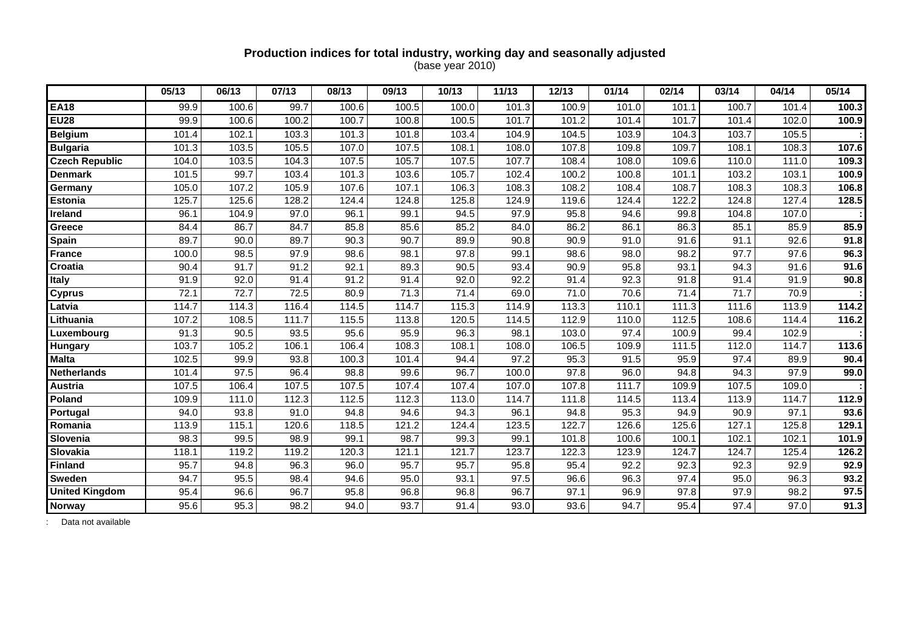**Production indices for total industry, working day and seasonally adjusted**
(base year 2010)

| | 05/13 | 06/13 | 07/13 | 08/13 | 09/13 | 10/13 | 11/13 | 12/13 | 01/14 | 02/14 | 03/14 | 04/14 | 05/14 |
|---|---|---|---|---|---|---|---|---|---|---|---|---|---|
| **EA18** | 99.9 | 100.6 | 99.7 | 100.6 | 100.5 | 100.0 | 101.3 | 100.9 | 101.0 | 101.1 | 100.7 | 101.4 | **100.3** |
| **EU28** | 99.9 | 100.6 | 100.2 | 100.7 | 100.8 | 100.5 | 101.7 | 101.2 | 101.4 | 101.7 | 101.4 | 102.0 | **100.9** |
| **Belgium** | 101.4 | 102.1 | 103.3 | 101.3 | 101.8 | 103.4 | 104.9 | 104.5 | 103.9 | 104.3 | 103.7 | 105.5 | **:** |
| **Bulgaria** | 101.3 | 103.5 | 105.5 | 107.0 | 107.5 | 108.1 | 108.0 | 107.8 | 109.8 | 109.7 | 108.1 | 108.3 | **107.6** |
| **Czech Republic** | 104.0 | 103.5 | 104.3 | 107.5 | 105.7 | 107.5 | 107.7 | 108.4 | 108.0 | 109.6 | 110.0 | 111.0 | **109.3** |
| **Denmark** | 101.5 | 99.7 | 103.4 | 101.3 | 103.6 | 105.7 | 102.4 | 100.2 | 100.8 | 101.1 | 103.2 | 103.1 | **100.9** |
| **Germany** | 105.0 | 107.2 | 105.9 | 107.6 | 107.1 | 106.3 | 108.3 | 108.2 | 108.4 | 108.7 | 108.3 | 108.3 | **106.8** |
| **Estonia** | 125.7 | 125.6 | 128.2 | 124.4 | 124.8 | 125.8 | 124.9 | 119.6 | 124.4 | 122.2 | 124.8 | 127.4 | **128.5** |
| **Ireland** | 96.1 | 104.9 | 97.0 | 96.1 | 99.1 | 94.5 | 97.9 | 95.8 | 94.6 | 99.8 | 104.8 | 107.0 | **:** |
| **Greece** | 84.4 | 86.7 | 84.7 | 85.8 | 85.6 | 85.2 | 84.0 | 86.2 | 86.1 | 86.3 | 85.1 | 85.9 | **85.9** |
| **Spain** | 89.7 | 90.0 | 89.7 | 90.3 | 90.7 | 89.9 | 90.8 | 90.9 | 91.0 | 91.6 | 91.1 | 92.6 | **91.8** |
| **France** | 100.0 | 98.5 | 97.9 | 98.6 | 98.1 | 97.8 | 99.1 | 98.6 | 98.0 | 98.2 | 97.7 | 97.6 | **96.3** |
| **Croatia** | 90.4 | 91.7 | 91.2 | 92.1 | 89.3 | 90.5 | 93.4 | 90.9 | 95.8 | 93.1 | 94.3 | 91.6 | **91.6** |
| **Italy** | 91.9 | 92.0 | 91.4 | 91.2 | 91.4 | 92.0 | 92.2 | 91.4 | 92.3 | 91.8 | 91.4 | 91.9 | **90.8** |
| **Cyprus** | 72.1 | 72.7 | 72.5 | 80.9 | 71.3 | 71.4 | 69.0 | 71.0 | 70.6 | 71.4 | 71.7 | 70.9 | **:** |
| **Latvia** | 114.7 | 114.3 | 116.4 | 114.5 | 114.7 | 115.3 | 114.9 | 113.3 | 110.1 | 111.3 | 111.6 | 113.9 | **114.2** |
| **Lithuania** | 107.2 | 108.5 | 111.7 | 115.5 | 113.8 | 120.5 | 114.5 | 112.9 | 110.0 | 112.5 | 108.6 | 114.4 | **116.2** |
| **Luxembourg** | 91.3 | 90.5 | 93.5 | 95.6 | 95.9 | 96.3 | 98.1 | 103.0 | 97.4 | 100.9 | 99.4 | 102.9 | **:** |
| **Hungary** | 103.7 | 105.2 | 106.1 | 106.4 | 108.3 | 108.1 | 108.0 | 106.5 | 109.9 | 111.5 | 112.0 | 114.7 | **113.6** |
| **Malta** | 102.5 | 99.9 | 93.8 | 100.3 | 101.4 | 94.4 | 97.2 | 95.3 | 91.5 | 95.9 | 97.4 | 89.9 | **90.4** |
| **Netherlands** | 101.4 | 97.5 | 96.4 | 98.8 | 99.6 | 96.7 | 100.0 | 97.8 | 96.0 | 94.8 | 94.3 | 97.9 | **99.0** |
| **Austria** | 107.5 | 106.4 | 107.5 | 107.5 | 107.4 | 107.4 | 107.0 | 107.8 | 111.7 | 109.9 | 107.5 | 109.0 | **:** |
| **Poland** | 109.9 | 111.0 | 112.3 | 112.5 | 112.3 | 113.0 | 114.7 | 111.8 | 114.5 | 113.4 | 113.9 | 114.7 | **112.9** |
| **Portugal** | 94.0 | 93.8 | 91.0 | 94.8 | 94.6 | 94.3 | 96.1 | 94.8 | 95.3 | 94.9 | 90.9 | 97.1 | **93.6** |
| **Romania** | 113.9 | 115.1 | 120.6 | 118.5 | 121.2 | 124.4 | 123.5 | 122.7 | 126.6 | 125.6 | 127.1 | 125.8 | **129.1** |
| **Slovenia** | 98.3 | 99.5 | 98.9 | 99.1 | 98.7 | 99.3 | 99.1 | 101.8 | 100.6 | 100.1 | 102.1 | 102.1 | **101.9** |
| **Slovakia** | 118.1 | 119.2 | 119.2 | 120.3 | 121.1 | 121.7 | 123.7 | 122.3 | 123.9 | 124.7 | 124.7 | 125.4 | **126.2** |
| **Finland** | 95.7 | 94.8 | 96.3 | 96.0 | 95.7 | 95.7 | 95.8 | 95.4 | 92.2 | 92.3 | 92.3 | 92.9 | **92.9** |
| **Sweden** | 94.7 | 95.5 | 98.4 | 94.6 | 95.0 | 93.1 | 97.5 | 96.6 | 96.3 | 97.4 | 95.0 | 96.3 | **93.2** |
| **United Kingdom** | 95.4 | 96.6 | 96.7 | 95.8 | 96.8 | 96.8 | 96.7 | 97.1 | 96.9 | 97.8 | 97.9 | 98.2 | **97.5** |
| **Norway** | 95.6 | 95.3 | 98.2 | 94.0 | 93.7 | 91.4 | 93.0 | 93.6 | 94.7 | 95.4 | 97.4 | 97.0 | **91.3** |

: Data not available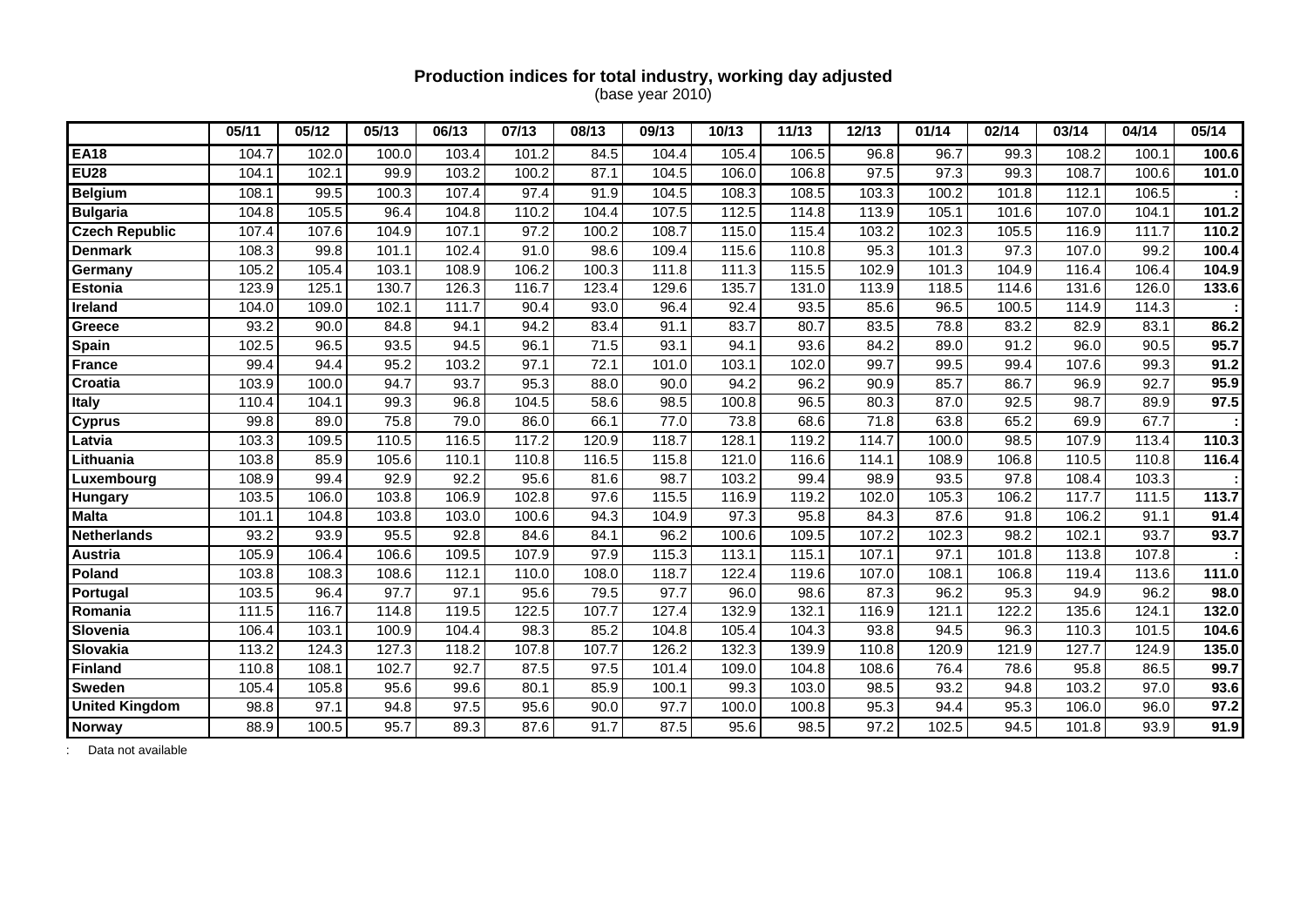**Production indices for total industry, working day adjusted**
(base year 2010)

| | 05/11 | 05/12 | 05/13 | 06/13 | 07/13 | 08/13 | 09/13 | 10/13 | 11/13 | 12/13 | 01/14 | 02/14 | 03/14 | 04/14 | 05/14 |
|---|---|---|---|---|---|---|---|---|---|---|---|---|---|---|---|
| **EA18** | 104.7 | 102.0 | 100.0 | 103.4 | 101.2 | 84.5 | 104.4 | 105.4 | 106.5 | 96.8 | 96.7 | 99.3 | 108.2 | 100.1 | **100.6** |
| **EU28** | 104.1 | 102.1 | 99.9 | 103.2 | 100.2 | 87.1 | 104.5 | 106.0 | 106.8 | 97.5 | 97.3 | 99.3 | 108.7 | 100.6 | **101.0** |
| **Belgium** | 108.1 | 99.5 | 100.3 | 107.4 | 97.4 | 91.9 | 104.5 | 108.3 | 108.5 | 103.3 | 100.2 | 101.8 | 112.1 | 106.5 | **:** |
| **Bulgaria** | 104.8 | 105.5 | 96.4 | 104.8 | 110.2 | 104.4 | 107.5 | 112.5 | 114.8 | 113.9 | 105.1 | 101.6 | 107.0 | 104.1 | **101.2** |
| **Czech Republic** | 107.4 | 107.6 | 104.9 | 107.1 | 97.2 | 100.2 | 108.7 | 115.0 | 115.4 | 103.2 | 102.3 | 105.5 | 116.9 | 111.7 | **110.2** |
| **Denmark** | 108.3 | 99.8 | 101.1 | 102.4 | 91.0 | 98.6 | 109.4 | 115.6 | 110.8 | 95.3 | 101.3 | 97.3 | 107.0 | 99.2 | **100.4** |
| **Germany** | 105.2 | 105.4 | 103.1 | 108.9 | 106.2 | 100.3 | 111.8 | 111.3 | 115.5 | 102.9 | 101.3 | 104.9 | 116.4 | 106.4 | **104.9** |
| **Estonia** | 123.9 | 125.1 | 130.7 | 126.3 | 116.7 | 123.4 | 129.6 | 135.7 | 131.0 | 113.9 | 118.5 | 114.6 | 131.6 | 126.0 | **133.6** |
| **Ireland** | 104.0 | 109.0 | 102.1 | 111.7 | 90.4 | 93.0 | 96.4 | 92.4 | 93.5 | 85.6 | 96.5 | 100.5 | 114.9 | 114.3 | **:** |
| **Greece** | 93.2 | 90.0 | 84.8 | 94.1 | 94.2 | 83.4 | 91.1 | 83.7 | 80.7 | 83.5 | 78.8 | 83.2 | 82.9 | 83.1 | **86.2** |
| **Spain** | 102.5 | 96.5 | 93.5 | 94.5 | 96.1 | 71.5 | 93.1 | 94.1 | 93.6 | 84.2 | 89.0 | 91.2 | 96.0 | 90.5 | **95.7** |
| **France** | 99.4 | 94.4 | 95.2 | 103.2 | 97.1 | 72.1 | 101.0 | 103.1 | 102.0 | 99.7 | 99.5 | 99.4 | 107.6 | 99.3 | **91.2** |
| **Croatia** | 103.9 | 100.0 | 94.7 | 93.7 | 95.3 | 88.0 | 90.0 | 94.2 | 96.2 | 90.9 | 85.7 | 86.7 | 96.9 | 92.7 | **95.9** |
| **Italy** | 110.4 | 104.1 | 99.3 | 96.8 | 104.5 | 58.6 | 98.5 | 100.8 | 96.5 | 80.3 | 87.0 | 92.5 | 98.7 | 89.9 | **97.5** |
| **Cyprus** | 99.8 | 89.0 | 75.8 | 79.0 | 86.0 | 66.1 | 77.0 | 73.8 | 68.6 | 71.8 | 63.8 | 65.2 | 69.9 | 67.7 | **:** |
| **Latvia** | 103.3 | 109.5 | 110.5 | 116.5 | 117.2 | 120.9 | 118.7 | 128.1 | 119.2 | 114.7 | 100.0 | 98.5 | 107.9 | 113.4 | **110.3** |
| **Lithuania** | 103.8 | 85.9 | 105.6 | 110.1 | 110.8 | 116.5 | 115.8 | 121.0 | 116.6 | 114.1 | 108.9 | 106.8 | 110.5 | 110.8 | **116.4** |
| **Luxembourg** | 108.9 | 99.4 | 92.9 | 92.2 | 95.6 | 81.6 | 98.7 | 103.2 | 99.4 | 98.9 | 93.5 | 97.8 | 108.4 | 103.3 | **:** |
| **Hungary** | 103.5 | 106.0 | 103.8 | 106.9 | 102.8 | 97.6 | 115.5 | 116.9 | 119.2 | 102.0 | 105.3 | 106.2 | 117.7 | 111.5 | **113.7** |
| **Malta** | 101.1 | 104.8 | 103.8 | 103.0 | 100.6 | 94.3 | 104.9 | 97.3 | 95.8 | 84.3 | 87.6 | 91.8 | 106.2 | 91.1 | **91.4** |
| **Netherlands** | 93.2 | 93.9 | 95.5 | 92.8 | 84.6 | 84.1 | 96.2 | 100.6 | 109.5 | 107.2 | 102.3 | 98.2 | 102.1 | 93.7 | **93.7** |
| **Austria** | 105.9 | 106.4 | 106.6 | 109.5 | 107.9 | 97.9 | 115.3 | 113.1 | 115.1 | 107.1 | 97.1 | 101.8 | 113.8 | 107.8 | **:** |
| **Poland** | 103.8 | 108.3 | 108.6 | 112.1 | 110.0 | 108.0 | 118.7 | 122.4 | 119.6 | 107.0 | 108.1 | 106.8 | 119.4 | 113.6 | **111.0** |
| **Portugal** | 103.5 | 96.4 | 97.7 | 97.1 | 95.6 | 79.5 | 97.7 | 96.0 | 98.6 | 87.3 | 96.2 | 95.3 | 94.9 | 96.2 | **98.0** |
| **Romania** | 111.5 | 116.7 | 114.8 | 119.5 | 122.5 | 107.7 | 127.4 | 132.9 | 132.1 | 116.9 | 121.1 | 122.2 | 135.6 | 124.1 | **132.0** |
| **Slovenia** | 106.4 | 103.1 | 100.9 | 104.4 | 98.3 | 85.2 | 104.8 | 105.4 | 104.3 | 93.8 | 94.5 | 96.3 | 110.3 | 101.5 | **104.6** |
| **Slovakia** | 113.2 | 124.3 | 127.3 | 118.2 | 107.8 | 107.7 | 126.2 | 132.3 | 139.9 | 110.8 | 120.9 | 121.9 | 127.7 | 124.9 | **135.0** |
| **Finland** | 110.8 | 108.1 | 102.7 | 92.7 | 87.5 | 97.5 | 101.4 | 109.0 | 104.8 | 108.6 | 76.4 | 78.6 | 95.8 | 86.5 | **99.7** |
| **Sweden** | 105.4 | 105.8 | 95.6 | 99.6 | 80.1 | 85.9 | 100.1 | 99.3 | 103.0 | 98.5 | 93.2 | 94.8 | 103.2 | 97.0 | **93.6** |
| **United Kingdom** | 98.8 | 97.1 | 94.8 | 97.5 | 95.6 | 90.0 | 97.7 | 100.0 | 100.8 | 95.3 | 94.4 | 95.3 | 106.0 | 96.0 | **97.2** |
| **Norway** | 88.9 | 100.5 | 95.7 | 89.3 | 87.6 | 91.7 | 87.5 | 95.6 | 98.5 | 97.2 | 102.5 | 94.5 | 101.8 | 93.9 | **91.9** |

: Data not available